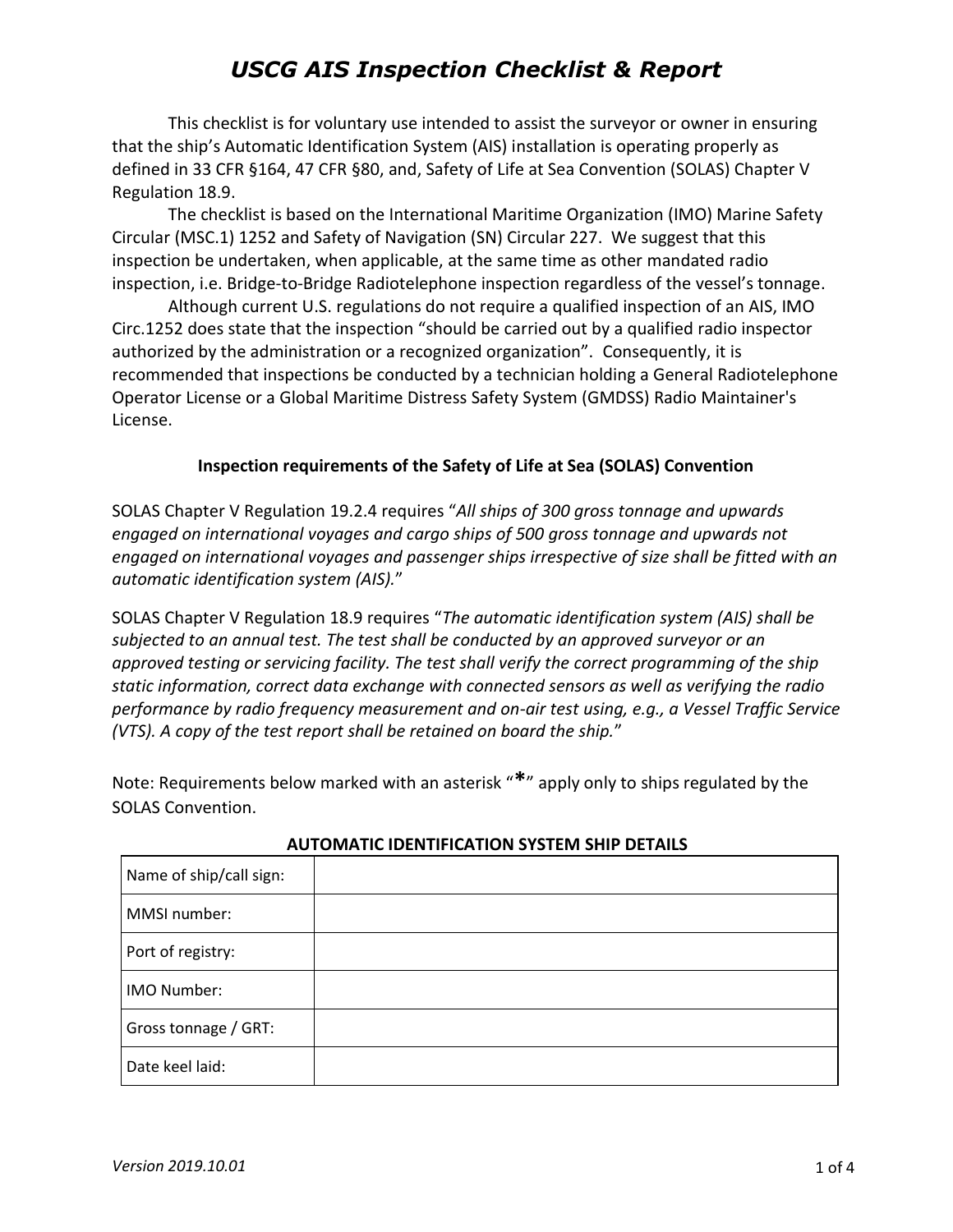# *USCG AIS Inspection Checklist & Report*

This checklist is for voluntary use intended to assist the surveyor or owner in ensuring that the ship's Automatic Identification System (AIS) installation is operating properly as defined in 33 CFR §164, 47 CFR §80, and, Safety of Life at Sea Convention (SOLAS) Chapter V Regulation 18.9.

The checklist is based on the International Maritime Organization (IMO) Marine Safety Circular (MSC.1) 1252 and Safety of Navigation (SN) Circular 227. We suggest that this inspection be undertaken, when applicable, at the same time as other mandated radio inspection, i.e. Bridge-to-Bridge Radiotelephone inspection regardless of the vessel's tonnage.

Although current U.S. regulations do not require a qualified inspection of an AIS, IMO Circ.1252 does state that the inspection "should be carried out by a qualified radio inspector authorized by the administration or a recognized organization". Consequently, it is recommended that inspections be conducted by a technician holding a General Radiotelephone Operator License or a Global Maritime Distress Safety System (GMDSS) Radio Maintainer's License.

### Inspection requirements of the Safety of Life at Sea (SOLAS) Convention

SOLAS Chapter V Regulation 19.2.4 requires "*All ships of 300 gross tonnage and upwards engaged on international voyages and cargo ships of 500 gross tonnage and upwards not engaged on international voyages and passenger ships irrespective of size shall be fitted with an automatic identification system (AIS).*"

SOLAS Chapter V Regulation 18.9 requires "*The automatic identification system (AIS) shall be subjected to an annual test. The test shall be conducted by an approved surveyor or an approved testing or servicing facility. The test shall verify the correct programming of the ship static information, correct data exchange with connected sensors as well as verifying the radio performance by radio frequency measurement and on-air test using, e.g., a Vessel Traffic Service (VTS). A copy of the test report shall be retained on board the ship.*"

Note: Requirements below marked with an asterisk "*" apply only to ships regulated by the SOLAS Convention.

**AUTOMATIC IDENTIFICATION SYSTEM SHIP DETAILS**

| | |
|---|---|
| Name of ship/call sign: | |
| MMSI number: | |
| Port of registry: | |
| IMO Number: | |
| Gross tonnage / GRT: | |
| Date keel laid: | |

*Version 2019.10.01*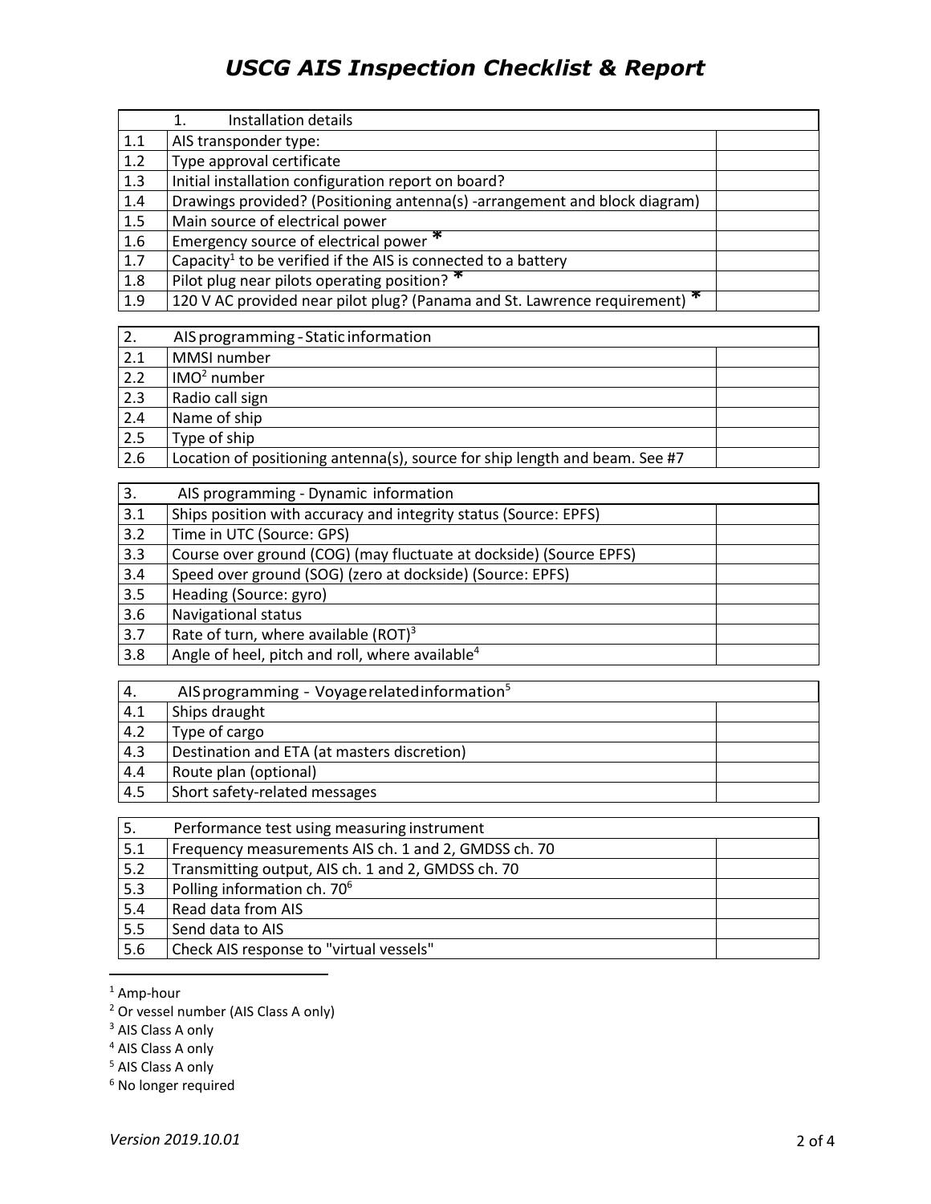# USCG AIS Inspection Checklist & Report

| 1. | Installation details | |
|---|---|---|
| 1.1 | AIS transponder type: | |
| 1.2 | Type approval certificate | |
| 1.3 | Initial installation configuration report on board? | |
| 1.4 | Drawings provided? (Positioning antenna(s) -arrangement and block diagram) | |
| 1.5 | Main source of electrical power | |
| 1.6 | Emergency source of electrical power * | |
| 1.7 | Capacity[1] to be verified if the AIS is connected to a battery | |
| 1.8 | Pilot plug near pilots operating position? * | |
| 1.9 | 120 V AC provided near pilot plug? (Panama and St. Lawrence requirement) * | |

| 2. | AIS programming - Static information | |
|---|---|---|
| 2.1 | MMSI number | |
| 2.2 | IMO[2] number | |
| 2.3 | Radio call sign | |
| 2.4 | Name of ship | |
| 2.5 | Type of ship | |
| 2.6 | Location of positioning antenna(s), source for ship length and beam. See #7 | |

| 3. | AIS programming - Dynamic information | |
|---|---|---|
| 3.1 | Ships position with accuracy and integrity status (Source: EPFS) | |
| 3.2 | Time in UTC (Source: GPS) | |
| 3.3 | Course over ground (COG) (may fluctuate at dockside) (Source EPFS) | |
| 3.4 | Speed over ground (SOG) (zero at dockside) (Source: EPFS) | |
| 3.5 | Heading (Source: gyro) | |
| 3.6 | Navigational status | |
| 3.7 | Rate of turn, where available (ROT)[3] | |
| 3.8 | Angle of heel, pitch and roll, where available[4] | |

| 4. | AIS programming - Voyage related information[5] | |
|---|---|---|
| 4.1 | Ships draught | |
| 4.2 | Type of cargo | |
| 4.3 | Destination and ETA (at masters discretion) | |
| 4.4 | Route plan (optional) | |
| 4.5 | Short safety-related messages | |

| 5. | Performance test using measuring instrument | |
|---|---|---|
| 5.1 | Frequency measurements AIS ch. 1 and 2, GMDSS ch. 70 | |
| 5.2 | Transmitting output, AIS ch. 1 and 2, GMDSS ch. 70 | |
| 5.3 | Polling information ch. 70[6] | |
| 5.4 | Read data from AIS | |
| 5.5 | Send data to AIS | |
| 5.6 | Check AIS response to "virtual vessels" | |

[1] Amp-hour

[2] Or vessel number (AIS Class A only)

[3] AIS Class A only

[4] AIS Class A only

[5] AIS Class A only

[6] No longer required

*Version 2019.10.01*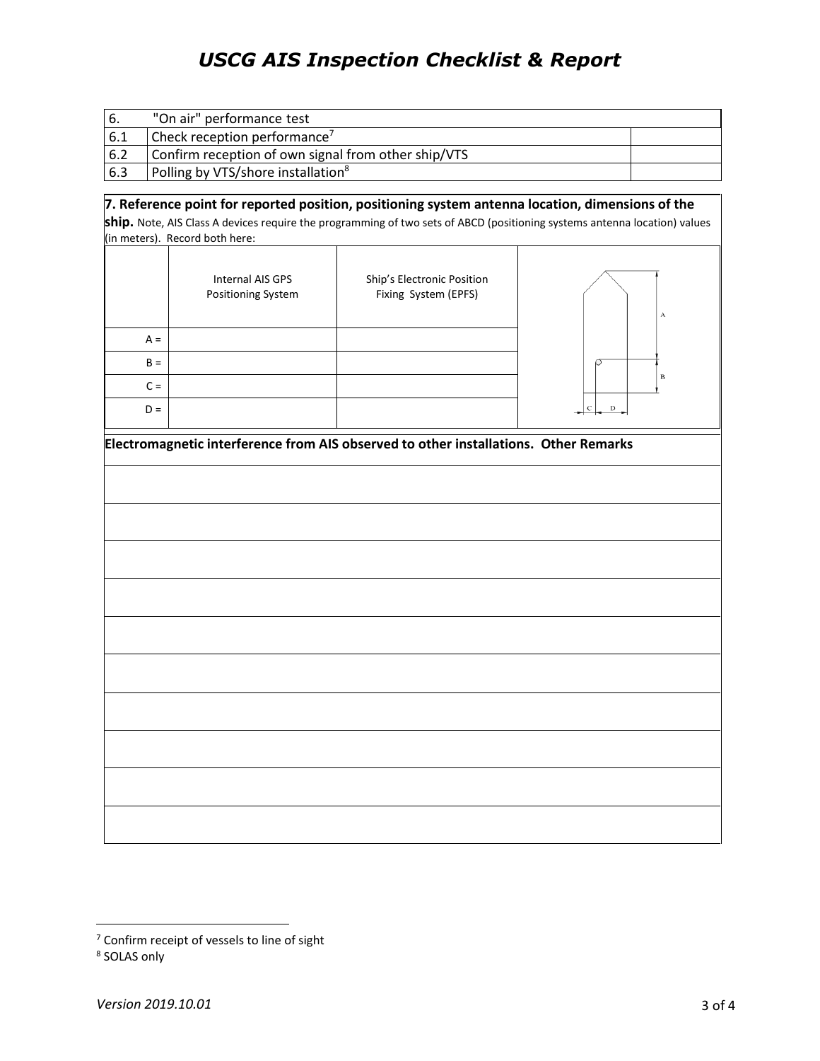| 6. | "On air" performance test | |
|---|---|---|
| 6.1 | Check reception performance[7] | |
| 6.2 | Confirm reception of own signal from other ship/VTS | |
| 6.3 | Polling by VTS/shore installation[8] | |

**7. Reference point for reported position, positioning system antenna location, dimensions of the ship.** Note, AIS Class A devices require the programming of two sets of ABCD (positioning systems antenna location) values (in meters). Record both here:

| | Internal AIS GPS Positioning System | Ship's Electronic Position Fixing System (EPFS) |
|---|---|---|
| A = | | |
| B = | | |
| C = | | |
| D = | | |

**Electromagnetic interference from AIS observed to other installations. Other Remarks**

[7] Confirm receipt of vessels to line of sight

[8] SOLAS only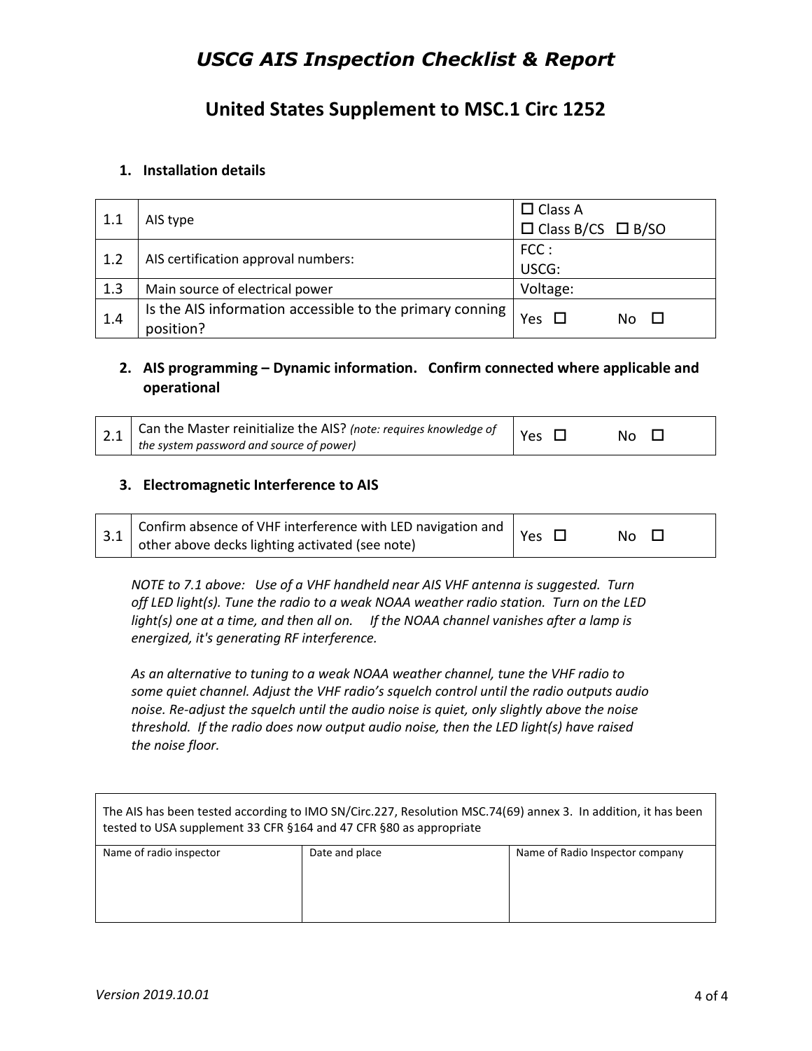# *USCG AIS Inspection Checklist & Report*

## United States Supplement to MSC.1 Circ 1252

### 1. Installation details

| | | |
|---|---|---|
| 1.1 | AIS type | ☐ Class A<br>☐ Class B/CS ☐ B/SO |
| 1.2 | AIS certification approval numbers: | FCC :<br>USCG: |
| 1.3 | Main source of electrical power | Voltage: |
| 1.4 | Is the AIS information accessible to the primary conning position? | Yes ☐ No ☐ |

### 2. AIS programming – Dynamic information. Confirm connected where applicable and operational

| | | |
|---|---|---|
| 2.1 | Can the Master reinitialize the AIS? *(note: requires knowledge of the system password and source of power)* | Yes ☐ No ☐ |

### 3. Electromagnetic Interference to AIS

| | | |
|---|---|---|
| 3.1 | Confirm absence of VHF interference with LED navigation and other above decks lighting activated (see note) | Yes ☐ No ☐ |

*NOTE to 7.1 above: Use of a VHF handheld near AIS VHF antenna is suggested. Turn off LED light(s). Tune the radio to a weak NOAA weather radio station. Turn on the LED light(s) one at a time, and then all on. If the NOAA channel vanishes after a lamp is energized, it's generating RF interference.*

*As an alternative to tuning to a weak NOAA weather channel, tune the VHF radio to some quiet channel. Adjust the VHF radio's squelch control until the radio outputs audio noise. Re-adjust the squelch until the audio noise is quiet, only slightly above the noise threshold. If the radio does now output audio noise, then the LED light(s) have raised the noise floor.*

| The AIS has been tested according to IMO SN/Circ.227, Resolution MSC.74(69) annex 3. In addition, it has been tested to USA supplement 33 CFR §164 and 47 CFR §80 as appropriate | | |
|---|---|---|
| Name of radio inspector | Date and place | Name of Radio Inspector company |
| | | |

*Version 2019.10.01*